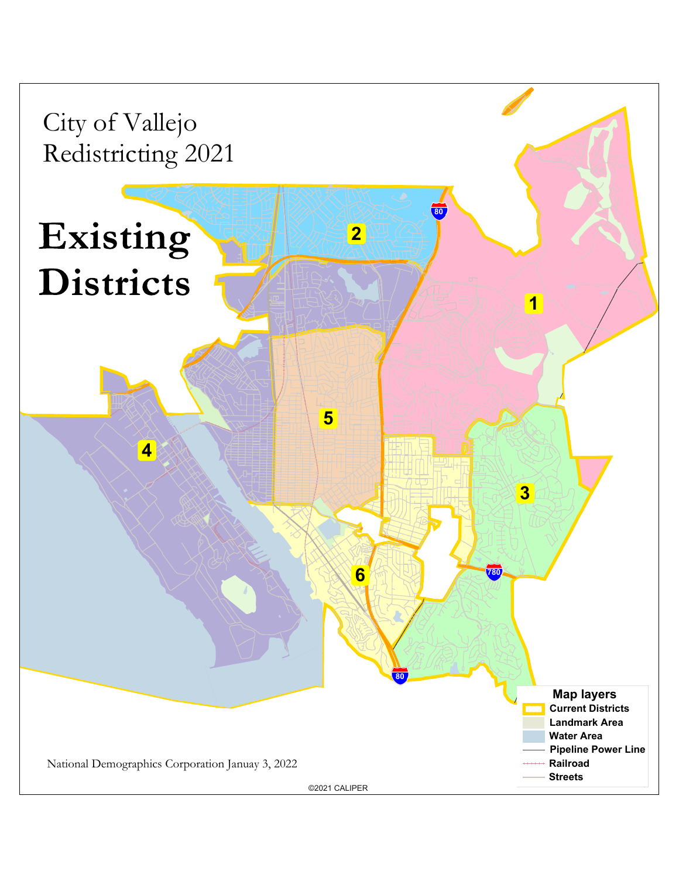# City of Vallejo
# Redistricting 2021

# Existing Districts

2

1

5

4

3

6

80

780

**Map layers**

- Current Districts
- Landmark Area
- Water Area
- Pipeline Power Line
- Railroad
- Streets

National Demographics Corporation Januay 3, 2022

©2021 CALIPER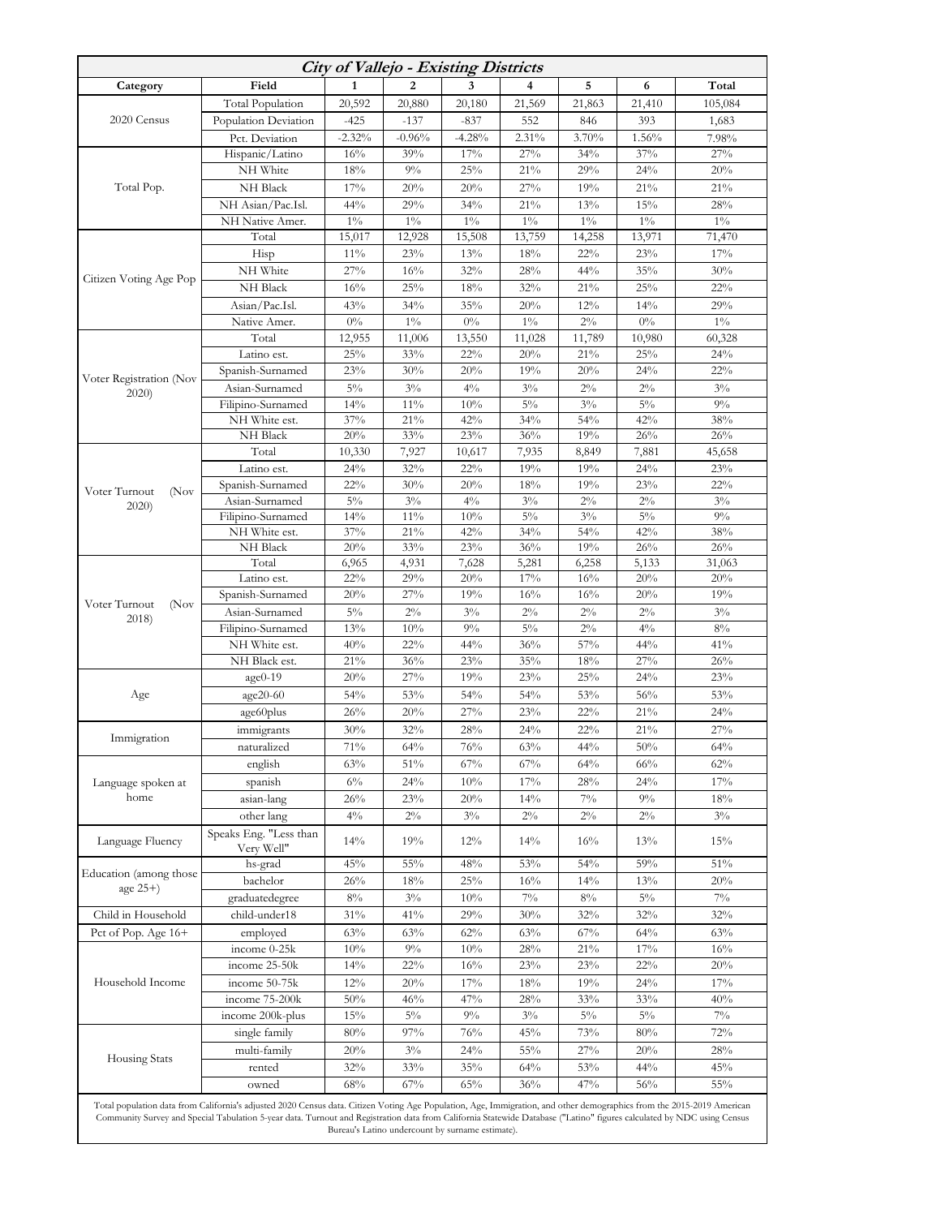## *City of Vallejo - Existing Districts*

| Category | Field | 1 | 2 | 3 | 4 | 5 | 6 | Total |
|---|---|---|---|---|---|---|---|---|
| 2020 Census | Total Population | 20,592 | 20,880 | 20,180 | 21,569 | 21,863 | 21,410 | 105,084 |
| | Population Deviation | -425 | -137 | -837 | 552 | 846 | 393 | 1,683 |
| | Pct. Deviation | -2.32% | -0.96% | -4.28% | 2.31% | 3.70% | 1.56% | 7.98% |
| Total Pop. | Hispanic/Latino | 16% | 39% | 17% | 27% | 34% | 37% | 27% |
| | NH White | 18% | 9% | 25% | 21% | 29% | 24% | 20% |
| | NH Black | 17% | 20% | 20% | 27% | 19% | 21% | 21% |
| | NH Asian/Pac.Isl. | 44% | 29% | 34% | 21% | 13% | 15% | 28% |
| | NH Native Amer. | 1% | 1% | 1% | 1% | 1% | 1% | 1% |
| Citizen Voting Age Pop | Total | 15,017 | 12,928 | 15,508 | 13,759 | 14,258 | 13,971 | 71,470 |
| | Hisp | 11% | 23% | 13% | 18% | 22% | 23% | 17% |
| | NH White | 27% | 16% | 32% | 28% | 44% | 35% | 30% |
| | NH Black | 16% | 25% | 18% | 32% | 21% | 25% | 22% |
| | Asian/Pac.Isl. | 43% | 34% | 35% | 20% | 12% | 14% | 29% |
| | Native Amer. | 0% | 1% | 0% | 1% | 2% | 0% | 1% |
| Voter Registration (Nov 2020) | Total | 12,955 | 11,006 | 13,550 | 11,028 | 11,789 | 10,980 | 60,328 |
| | Latino est. | 25% | 33% | 22% | 20% | 21% | 25% | 24% |
| | Spanish-Surnamed | 23% | 30% | 20% | 19% | 20% | 24% | 22% |
| | Asian-Surnamed | 5% | 3% | 4% | 3% | 2% | 2% | 3% |
| | Filipino-Surnamed | 14% | 11% | 10% | 5% | 3% | 5% | 9% |
| | NH White est. | 37% | 21% | 42% | 34% | 54% | 42% | 38% |
| | NH Black | 20% | 33% | 23% | 36% | 19% | 26% | 26% |
| Voter Turnout (Nov 2020) | Total | 10,330 | 7,927 | 10,617 | 7,935 | 8,849 | 7,881 | 45,658 |
| | Latino est. | 24% | 32% | 22% | 19% | 19% | 24% | 23% |
| | Spanish-Surnamed | 22% | 30% | 20% | 18% | 19% | 23% | 22% |
| | Asian-Surnamed | 5% | 3% | 4% | 3% | 2% | 2% | 3% |
| | Filipino-Surnamed | 14% | 11% | 10% | 5% | 3% | 5% | 9% |
| | NH White est. | 37% | 21% | 42% | 34% | 54% | 42% | 38% |
| | NH Black | 20% | 33% | 23% | 36% | 19% | 26% | 26% |
| Voter Turnout (Nov 2018) | Total | 6,965 | 4,931 | 7,628 | 5,281 | 6,258 | 5,133 | 31,063 |
| | Latino est. | 22% | 29% | 20% | 17% | 16% | 20% | 20% |
| | Spanish-Surnamed | 20% | 27% | 19% | 16% | 16% | 20% | 19% |
| | Asian-Surnamed | 5% | 2% | 3% | 2% | 2% | 2% | 3% |
| | Filipino-Surnamed | 13% | 10% | 9% | 5% | 2% | 4% | 8% |
| | NH White est. | 40% | 22% | 44% | 36% | 57% | 44% | 41% |
| | NH Black est. | 21% | 36% | 23% | 35% | 18% | 27% | 26% |
| Age | age0-19 | 20% | 27% | 19% | 23% | 25% | 24% | 23% |
| | age20-60 | 54% | 53% | 54% | 54% | 53% | 56% | 53% |
| | age60plus | 26% | 20% | 27% | 23% | 22% | 21% | 24% |
| Immigration | immigrants | 30% | 32% | 28% | 24% | 22% | 21% | 27% |
| | naturalized | 71% | 64% | 76% | 63% | 44% | 50% | 64% |
| Language spoken at home | english | 63% | 51% | 67% | 67% | 64% | 66% | 62% |
| | spanish | 6% | 24% | 10% | 17% | 28% | 24% | 17% |
| | asian-lang | 26% | 23% | 20% | 14% | 7% | 9% | 18% |
| | other lang | 4% | 2% | 3% | 2% | 2% | 2% | 3% |
| Language Fluency | Speaks Eng. "Less than Very Well" | 14% | 19% | 12% | 14% | 16% | 13% | 15% |
| Education (among those age 25+) | hs-grad | 45% | 55% | 48% | 53% | 54% | 59% | 51% |
| | bachelor | 26% | 18% | 25% | 16% | 14% | 13% | 20% |
| | graduatedegree | 8% | 3% | 10% | 7% | 8% | 5% | 7% |
| Child in Household | child-under18 | 31% | 41% | 29% | 30% | 32% | 32% | 32% |
| Pct of Pop. Age 16+ | employed | 63% | 63% | 62% | 63% | 67% | 64% | 63% |
| Household Income | income 0-25k | 10% | 9% | 10% | 28% | 21% | 17% | 16% |
| | income 25-50k | 14% | 22% | 16% | 23% | 23% | 22% | 20% |
| | income 50-75k | 12% | 20% | 17% | 18% | 19% | 24% | 17% |
| | income 75-200k | 50% | 46% | 47% | 28% | 33% | 33% | 40% |
| | income 200k-plus | 15% | 5% | 9% | 3% | 5% | 5% | 7% |
| Housing Stats | single family | 80% | 97% | 76% | 45% | 73% | 80% | 72% |
| | multi-family | 20% | 3% | 24% | 55% | 27% | 20% | 28% |
| | rented | 32% | 33% | 35% | 64% | 53% | 44% | 45% |
| | owned | 68% | 67% | 65% | 36% | 47% | 56% | 55% |

Total population data from California's adjusted 2020 Census data. Citizen Voting Age Population, Age, Immigration, and other demographics from the 2015-2019 American Community Survey and Special Tabulation 5-year data. Turnout and Registration data from California Statewide Database ("Latino" figures calculated by NDC using Census Bureau's Latino undercount by surname estimate).